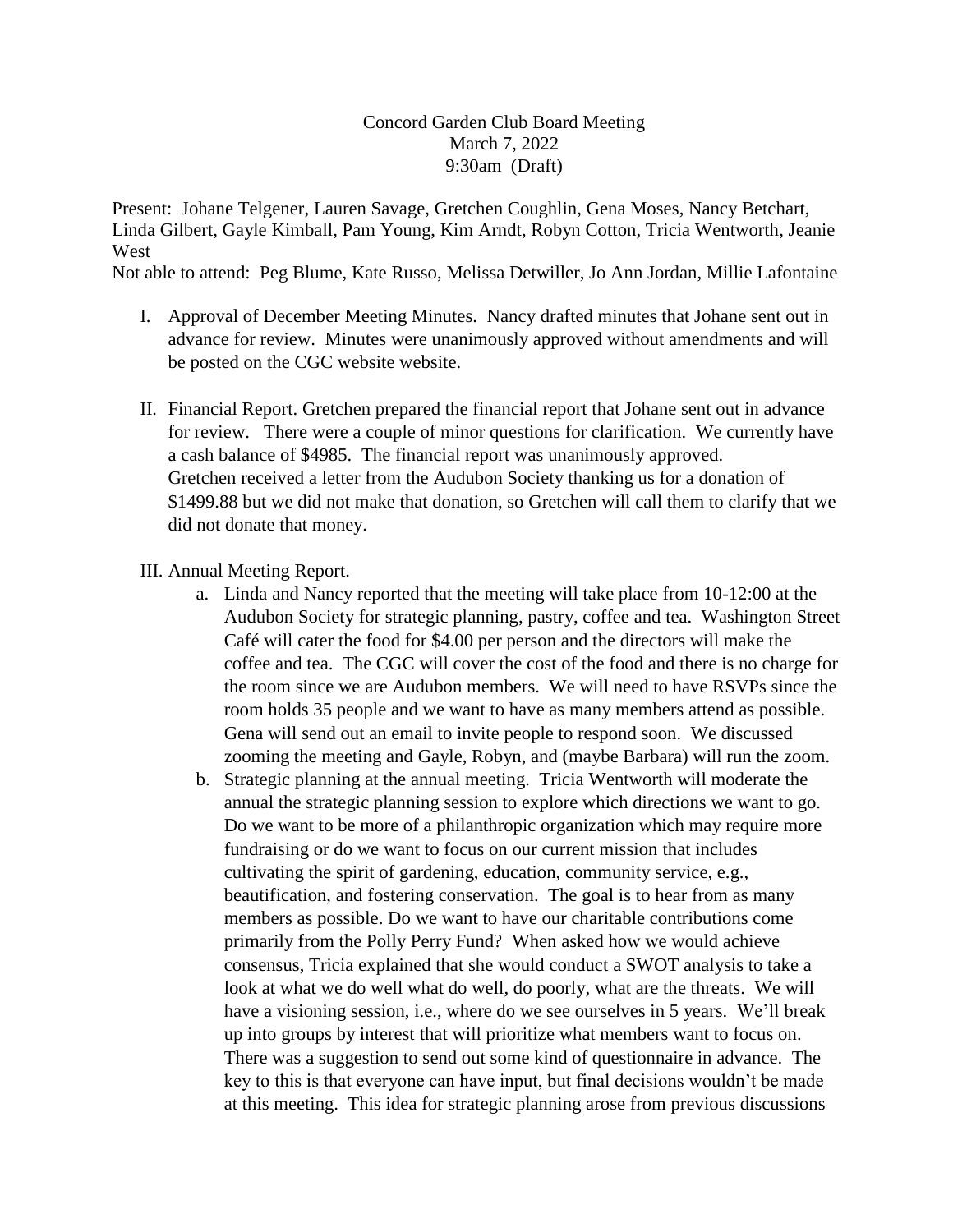Concord Garden Club Board Meeting
March 7, 2022
9:30am (Draft)

Present: Johane Telgener, Lauren Savage, Gretchen Coughlin, Gena Moses, Nancy Betchart, Linda Gilbert, Gayle Kimball, Pam Young, Kim Arndt, Robyn Cotton, Tricia Wentworth, Jeanie West

Not able to attend: Peg Blume, Kate Russo, Melissa Detwiller, Jo Ann Jordan, Millie Lafontaine

I. Approval of December Meeting Minutes. Nancy drafted minutes that Johane sent out in advance for review. Minutes were unanimously approved without amendments and will be posted on the CGC website website.

II. Financial Report. Gretchen prepared the financial report that Johane sent out in advance for review. There were a couple of minor questions for clarification. We currently have a cash balance of $4985. The financial report was unanimously approved. Gretchen received a letter from the Audubon Society thanking us for a donation of $1499.88 but we did not make that donation, so Gretchen will call them to clarify that we did not donate that money.

III. Annual Meeting Report.

a. Linda and Nancy reported that the meeting will take place from 10-12:00 at the Audubon Society for strategic planning, pastry, coffee and tea. Washington Street Café will cater the food for $4.00 per person and the directors will make the coffee and tea. The CGC will cover the cost of the food and there is no charge for the room since we are Audubon members. We will need to have RSVPs since the room holds 35 people and we want to have as many members attend as possible. Gena will send out an email to invite people to respond soon. We discussed zooming the meeting and Gayle, Robyn, and (maybe Barbara) will run the zoom.

b. Strategic planning at the annual meeting. Tricia Wentworth will moderate the annual the strategic planning session to explore which directions we want to go. Do we want to be more of a philanthropic organization which may require more fundraising or do we want to focus on our current mission that includes cultivating the spirit of gardening, education, community service, e.g., beautification, and fostering conservation. The goal is to hear from as many members as possible. Do we want to have our charitable contributions come primarily from the Polly Perry Fund? When asked how we would achieve consensus, Tricia explained that she would conduct a SWOT analysis to take a look at what we do well what do well, do poorly, what are the threats. We will have a visioning session, i.e., where do we see ourselves in 5 years. We'll break up into groups by interest that will prioritize what members want to focus on. There was a suggestion to send out some kind of questionnaire in advance. The key to this is that everyone can have input, but final decisions wouldn't be made at this meeting. This idea for strategic planning arose from previous discussions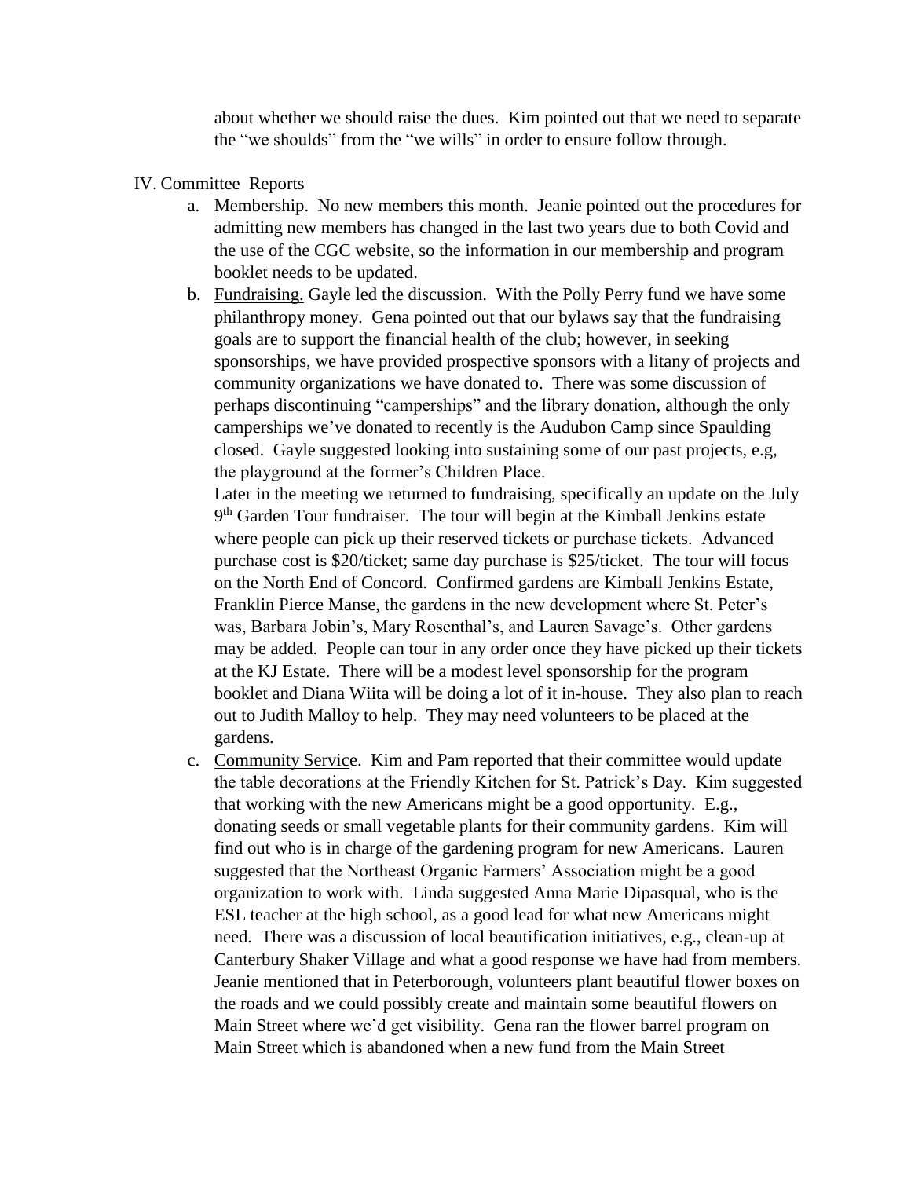about whether we should raise the dues. Kim pointed out that we need to separate the "we shoulds" from the "we wills" in order to ensure follow through.

IV. Committee Reports

a. Membership. No new members this month. Jeanie pointed out the procedures for admitting new members has changed in the last two years due to both Covid and the use of the CGC website, so the information in our membership and program booklet needs to be updated.

b. Fundraising. Gayle led the discussion. With the Polly Perry fund we have some philanthropy money. Gena pointed out that our bylaws say that the fundraising goals are to support the financial health of the club; however, in seeking sponsorships, we have provided prospective sponsors with a litany of projects and community organizations we have donated to. There was some discussion of perhaps discontinuing "camperships" and the library donation, although the only camperships we've donated to recently is the Audubon Camp since Spaulding closed. Gayle suggested looking into sustaining some of our past projects, e.g, the playground at the former's Children Place.

   Later in the meeting we returned to fundraising, specifically an update on the July 9th Garden Tour fundraiser. The tour will begin at the Kimball Jenkins estate where people can pick up their reserved tickets or purchase tickets. Advanced purchase cost is $20/ticket; same day purchase is $25/ticket. The tour will focus on the North End of Concord. Confirmed gardens are Kimball Jenkins Estate, Franklin Pierce Manse, the gardens in the new development where St. Peter's was, Barbara Jobin's, Mary Rosenthal's, and Lauren Savage's. Other gardens may be added. People can tour in any order once they have picked up their tickets at the KJ Estate. There will be a modest level sponsorship for the program booklet and Diana Wiita will be doing a lot of it in-house. They also plan to reach out to Judith Malloy to help. They may need volunteers to be placed at the gardens.

c. Community Service. Kim and Pam reported that their committee would update the table decorations at the Friendly Kitchen for St. Patrick's Day. Kim suggested that working with the new Americans might be a good opportunity. E.g., donating seeds or small vegetable plants for their community gardens. Kim will find out who is in charge of the gardening program for new Americans. Lauren suggested that the Northeast Organic Farmers' Association might be a good organization to work with. Linda suggested Anna Marie Dipasqual, who is the ESL teacher at the high school, as a good lead for what new Americans might need. There was a discussion of local beautification initiatives, e.g., clean-up at Canterbury Shaker Village and what a good response we have had from members. Jeanie mentioned that in Peterborough, volunteers plant beautiful flower boxes on the roads and we could possibly create and maintain some beautiful flowers on Main Street where we'd get visibility. Gena ran the flower barrel program on Main Street which is abandoned when a new fund from the Main Street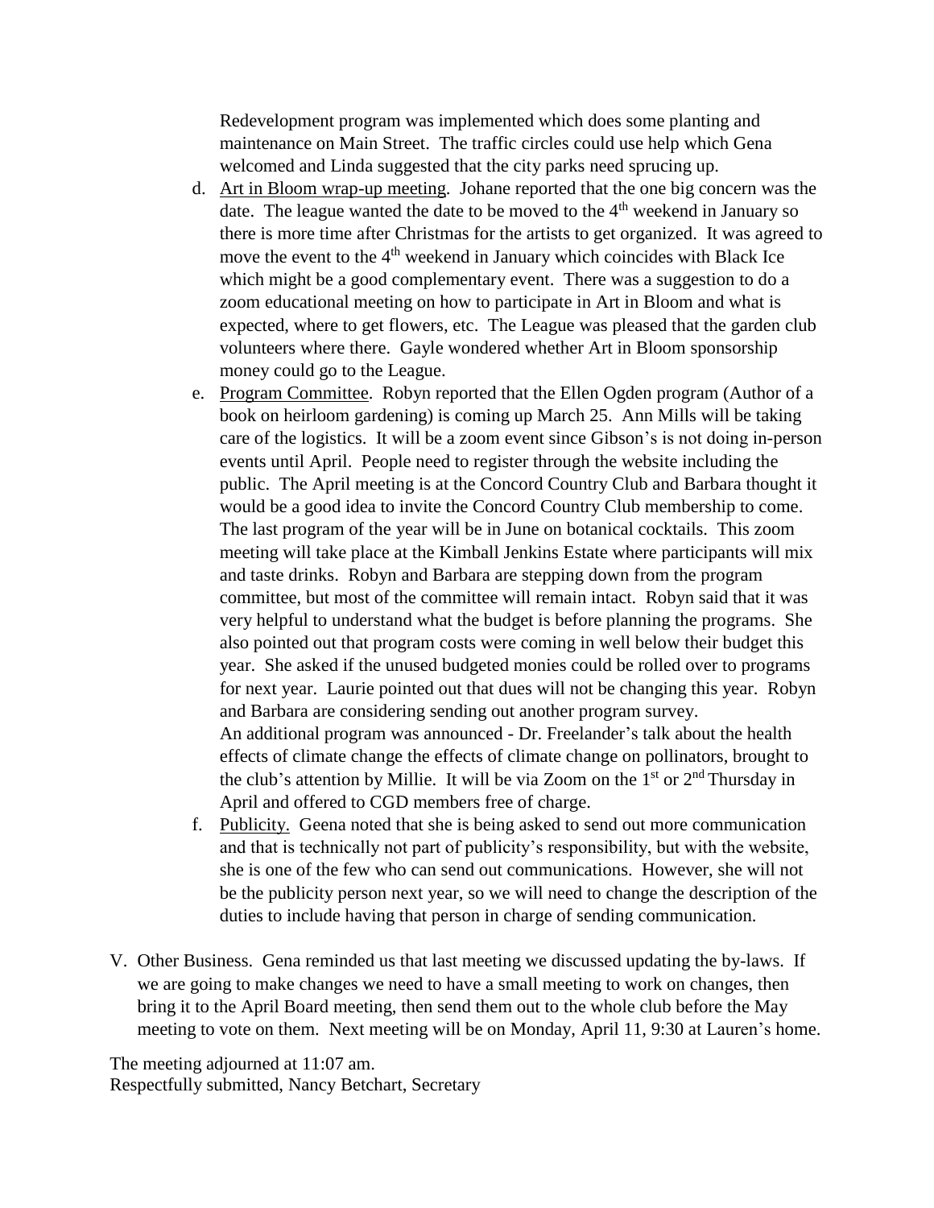Redevelopment program was implemented which does some planting and maintenance on Main Street. The traffic circles could use help which Gena welcomed and Linda suggested that the city parks need sprucing up.

d. Art in Bloom wrap-up meeting. Johane reported that the one big concern was the date. The league wanted the date to be moved to the 4th weekend in January so there is more time after Christmas for the artists to get organized. It was agreed to move the event to the 4th weekend in January which coincides with Black Ice which might be a good complementary event. There was a suggestion to do a zoom educational meeting on how to participate in Art in Bloom and what is expected, where to get flowers, etc. The League was pleased that the garden club volunteers where there. Gayle wondered whether Art in Bloom sponsorship money could go to the League.

e. Program Committee. Robyn reported that the Ellen Ogden program (Author of a book on heirloom gardening) is coming up March 25. Ann Mills will be taking care of the logistics. It will be a zoom event since Gibson's is not doing in-person events until April. People need to register through the website including the public. The April meeting is at the Concord Country Club and Barbara thought it would be a good idea to invite the Concord Country Club membership to come. The last program of the year will be in June on botanical cocktails. This zoom meeting will take place at the Kimball Jenkins Estate where participants will mix and taste drinks. Robyn and Barbara are stepping down from the program committee, but most of the committee will remain intact. Robyn said that it was very helpful to understand what the budget is before planning the programs. She also pointed out that program costs were coming in well below their budget this year. She asked if the unused budgeted monies could be rolled over to programs for next year. Laurie pointed out that dues will not be changing this year. Robyn and Barbara are considering sending out another program survey.
An additional program was announced - Dr. Freelander's talk about the health effects of climate change the effects of climate change on pollinators, brought to the club's attention by Millie. It will be via Zoom on the 1st or 2nd Thursday in April and offered to CGD members free of charge.

f. Publicity. Geena noted that she is being asked to send out more communication and that is technically not part of publicity's responsibility, but with the website, she is one of the few who can send out communications. However, she will not be the publicity person next year, so we will need to change the description of the duties to include having that person in charge of sending communication.

V. Other Business. Gena reminded us that last meeting we discussed updating the by-laws. If we are going to make changes we need to have a small meeting to work on changes, then bring it to the April Board meeting, then send them out to the whole club before the May meeting to vote on them. Next meeting will be on Monday, April 11, 9:30 at Lauren's home.

The meeting adjourned at 11:07 am.
Respectfully submitted, Nancy Betchart, Secretary